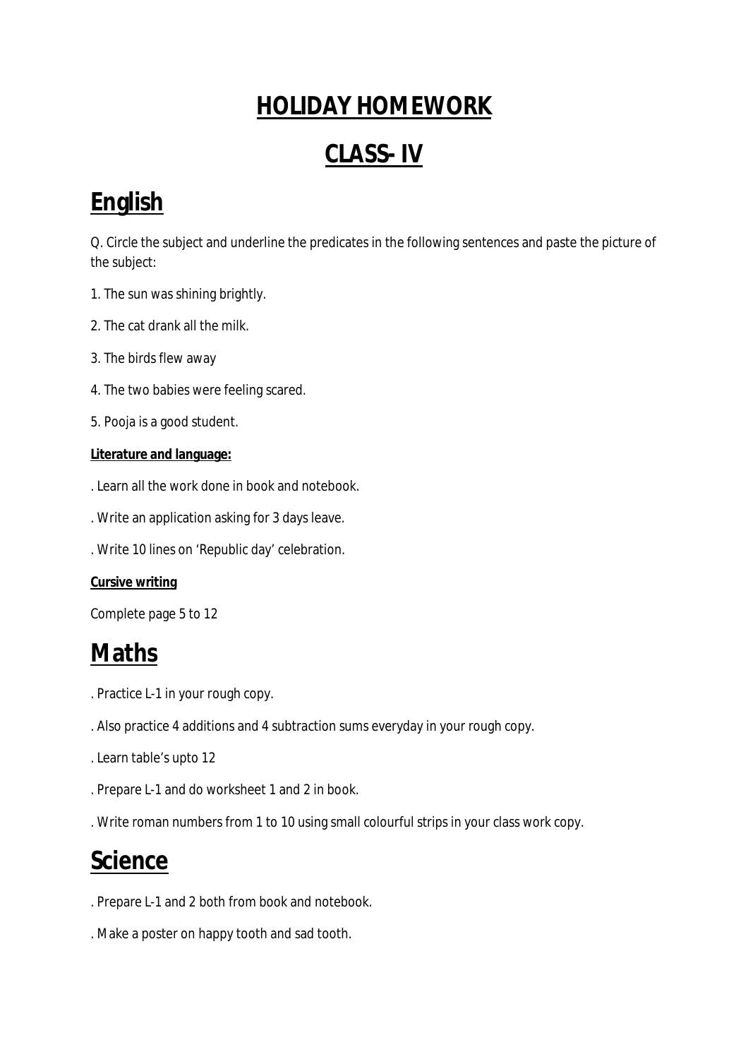# HOLIDAY HOMEWORK

# CLASS- IV

## English

Q. Circle the subject and underline the predicates in the following sentences and paste the picture of the subject:

1. The sun was shining brightly.
2. The cat drank all the milk.
3. The birds flew away
4. The two babies were feeling scared.
5. Pooja is a good student.

**Literature and language:**

. Learn all the work done in book and notebook.

. Write an application asking for 3 days leave.

. Write 10 lines on 'Republic day' celebration.

**Cursive writing**

Complete page 5 to 12

## Maths

. Practice L-1 in your rough copy.

. Also practice 4 additions and 4 subtraction sums everyday in your rough copy.

. Learn table's upto 12

. Prepare L-1 and do worksheet 1 and 2 in book.

. Write roman numbers from 1 to 10 using small colourful strips in your class work copy.

## Science

. Prepare L-1 and 2 both from book and notebook.

. Make a poster on happy tooth and sad tooth.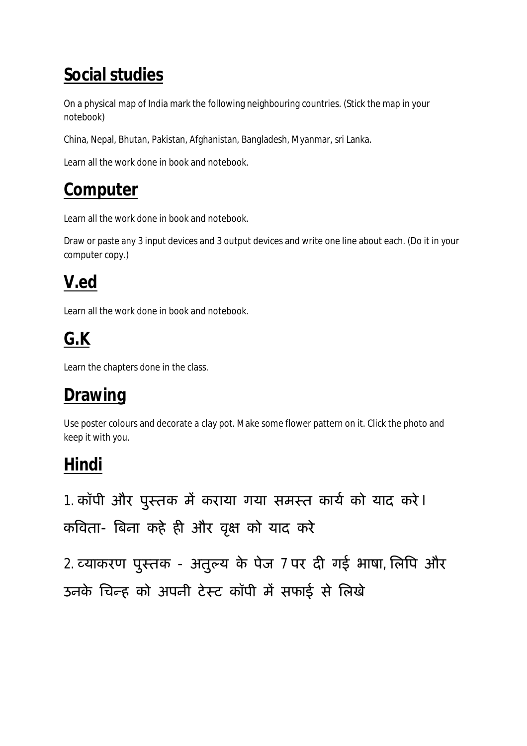## Social studies

On a physical map of India mark the following neighbouring countries. (Stick the map in your notebook)

China, Nepal, Bhutan, Pakistan, Afghanistan, Bangladesh, Myanmar, sri Lanka.

Learn all the work done in book and notebook.

## Computer

Learn all the work done in book and notebook.

Draw or paste any 3 input devices and 3 output devices and write one line about each. (Do it in your computer copy.)

## V.ed

Learn all the work done in book and notebook.

## G.K

Learn the chapters done in the class.

## Drawing

Use poster colours and decorate a clay pot. Make some flower pattern on it. Click the photo and keep it with you.

## Hindi

1. कॉपी और पुस्तक में कराया गया समस्त कार्य को याद करे।
कविता- बिना कहे ही और वृक्ष को याद करे

2. व्याकरण पुस्तक - अतुल्य के पेज 7 पर दी गई भाषा, लिपि और उनके चिन्ह को अपनी टेस्ट कॉपी में सफाई से लिखे